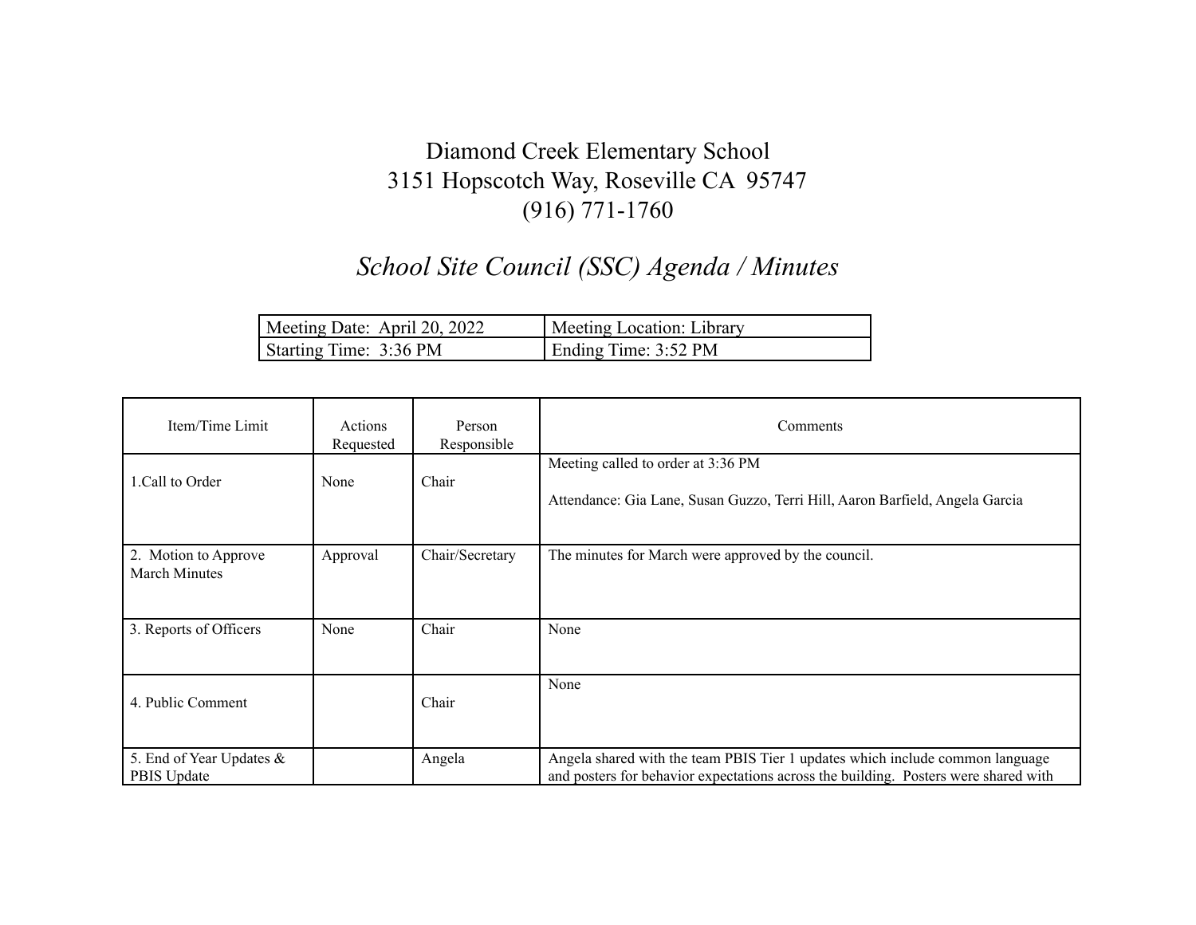# Diamond Creek Elementary School

3151 Hopscotch Way, Roseville CA 95747

(916) 771-1760

## *School Site Council (SSC) Agenda / Minutes*

| Meeting Date: April 20, 2022 | Meeting Location: Library |
|---|---|
| Starting Time: 3:36 PM | Ending Time: 3:52 PM |

| Item/Time Limit | Actions Requested | Person Responsible | Comments |
|---|---|---|---|
| 1.Call to Order | None | Chair | Meeting called to order at 3:36 PM<br><br>Attendance: Gia Lane, Susan Guzzo, Terri Hill, Aaron Barfield, Angela Garcia |
| 2. Motion to Approve March Minutes | Approval | Chair/Secretary | The minutes for March were approved by the council. |
| 3. Reports of Officers | None | Chair | None |
| 4. Public Comment | | Chair | None |
| 5. End of Year Updates & PBIS Update | | Angela | Angela shared with the team PBIS Tier 1 updates which include common language and posters for behavior expectations across the building. Posters were shared with |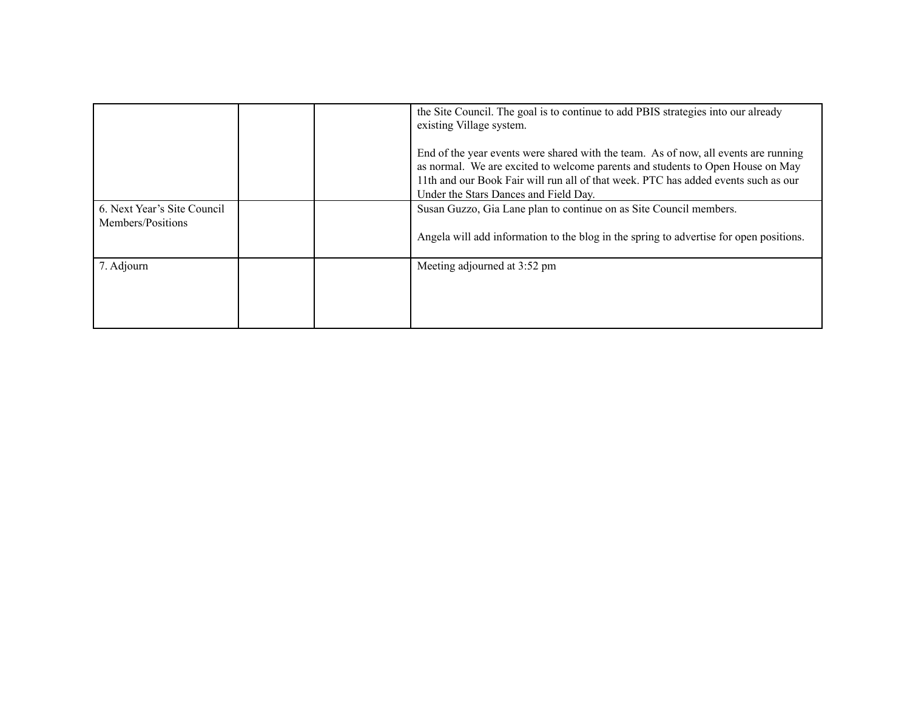| | | | |
|---|---|---|---|
| | | | the Site Council. The goal is to continue to add PBIS strategies into our already existing Village system.<br><br>End of the year events were shared with the team. As of now, all events are running as normal. We are excited to welcome parents and students to Open House on May 11th and our Book Fair will run all of that week. PTC has added events such as our Under the Stars Dances and Field Day. |
| 6. Next Year's Site Council Members/Positions | | | Susan Guzzo, Gia Lane plan to continue on as Site Council members.<br><br>Angela will add information to the blog in the spring to advertise for open positions. |
| 7. Adjourn | | | Meeting adjourned at 3:52 pm |